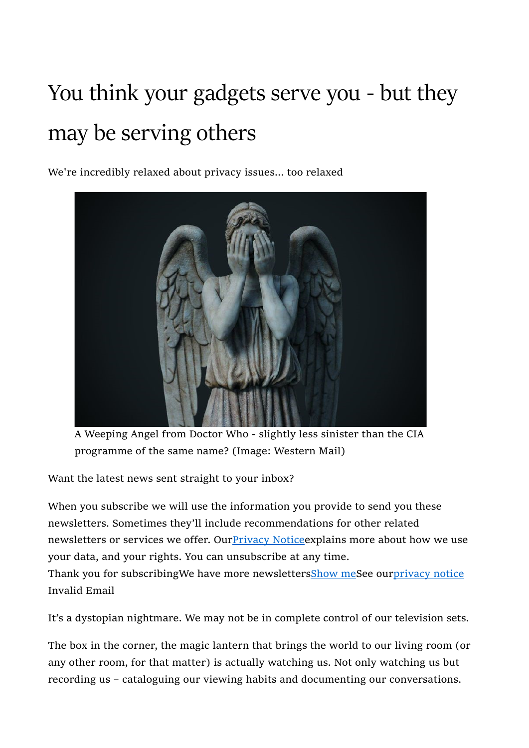# You think your gadgets serve you - but they may be serving others

We're incredibly relaxed about privacy issues... too relaxed

A Weeping Angel from Doctor Who - slightly less sinister than the CIA programme of the same name? (Image: Western Mail)

Want the latest news sent straight to your inbox?

When you subscribe we will use the information you provide to send you these newsletters. Sometimes they'll include recommendations for other related newsletters or services we offer. Our[Privacy Notice]explains more about how we use your data, and your rights. You can unsubscribe at any time.
Thank you for subscribingWe have more newsletters[Show me]See our[privacy notice]
Invalid Email

It's a dystopian nightmare. We may not be in complete control of our television sets.

The box in the corner, the magic lantern that brings the world to our living room (or any other room, for that matter) is actually watching us. Not only watching us but recording us – cataloguing our viewing habits and documenting our conversations.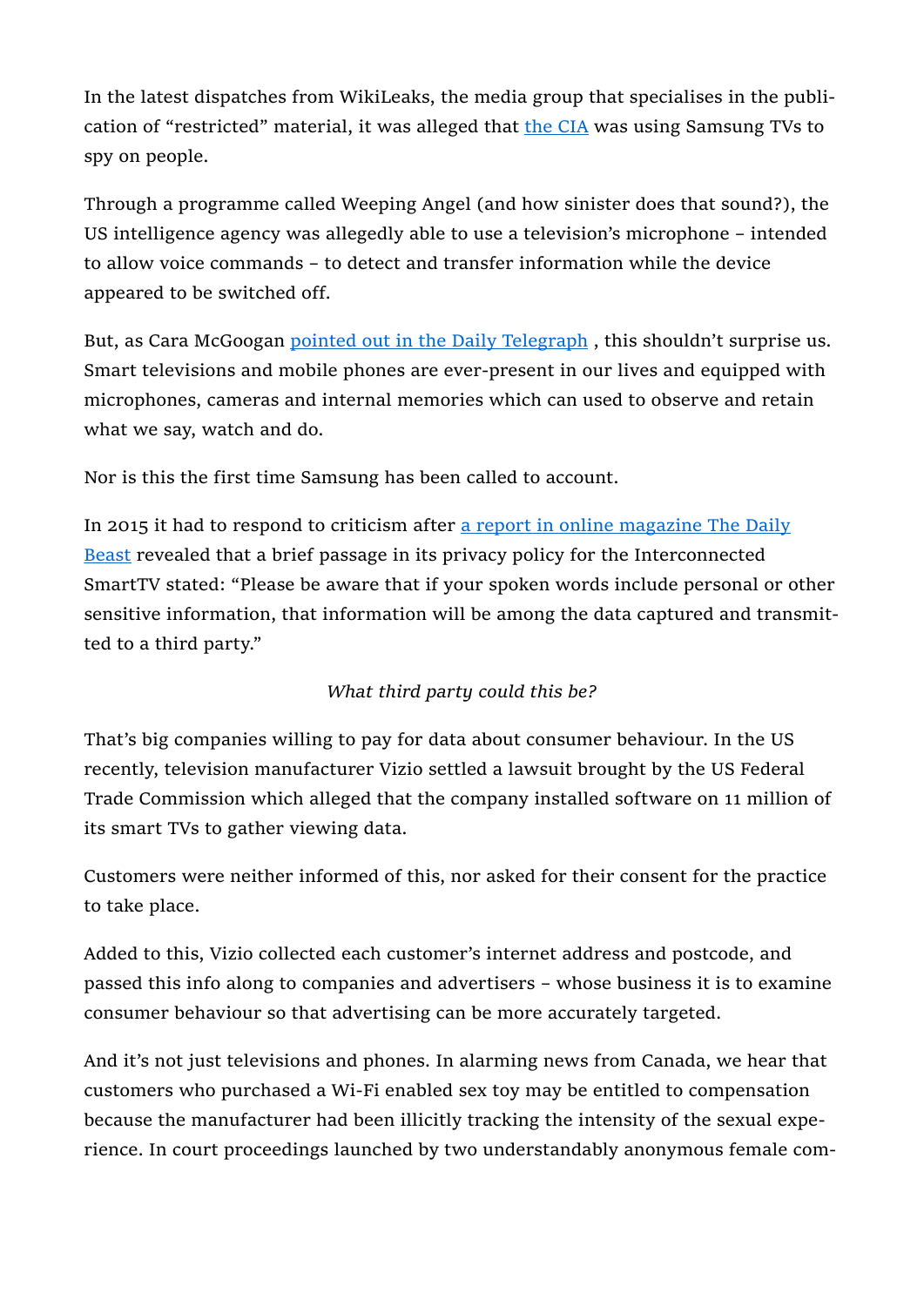In the latest dispatches from WikiLeaks, the media group that specialises in the publication of “restricted” material, it was alleged that [the CIA](#) was using Samsung TVs to spy on people.

Through a programme called Weeping Angel (and how sinister does that sound?), the US intelligence agency was allegedly able to use a television’s microphone – intended to allow voice commands – to detect and transfer information while the device appeared to be switched off.

But, as Cara McGoogan [pointed out in the Daily Telegraph](#) , this shouldn’t surprise us. Smart televisions and mobile phones are ever-present in our lives and equipped with microphones, cameras and internal memories which can used to observe and retain what we say, watch and do.

Nor is this the first time Samsung has been called to account.

In 2015 it had to respond to criticism after [a report in online magazine The Daily Beast](#) revealed that a brief passage in its privacy policy for the Interconnected SmartTV stated: “Please be aware that if your spoken words include personal or other sensitive information, that information will be among the data captured and transmitted to a third party.”

*What third party could this be?*

That’s big companies willing to pay for data about consumer behaviour. In the US recently, television manufacturer Vizio settled a lawsuit brought by the US Federal Trade Commission which alleged that the company installed software on 11 million of its smart TVs to gather viewing data.

Customers were neither informed of this, nor asked for their consent for the practice to take place.

Added to this, Vizio collected each customer’s internet address and postcode, and passed this info along to companies and advertisers – whose business it is to examine consumer behaviour so that advertising can be more accurately targeted.

And it’s not just televisions and phones. In alarming news from Canada, we hear that customers who purchased a Wi-Fi enabled sex toy may be entitled to compensation because the manufacturer had been illicitly tracking the intensity of the sexual experience. In court proceedings launched by two understandably anonymous female com-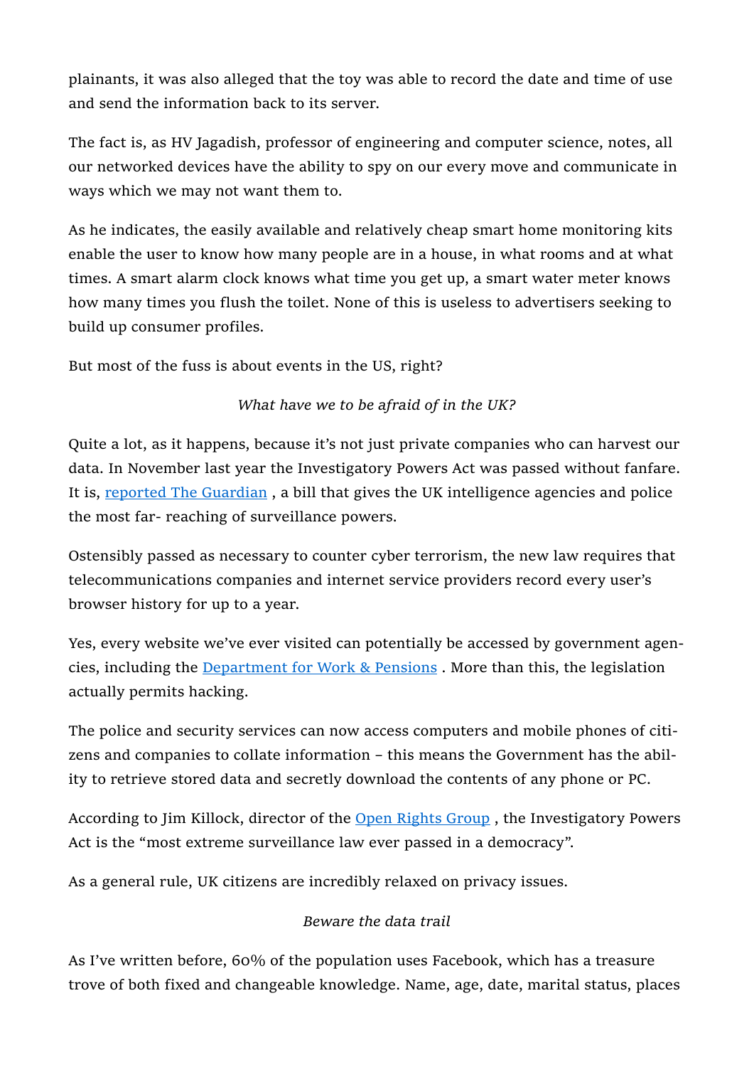plainants, it was also alleged that the toy was able to record the date and time of use and send the information back to its server.

The fact is, as HV Jagadish, professor of engineering and computer science, notes, all our networked devices have the ability to spy on our every move and communicate in ways which we may not want them to.

As he indicates, the easily available and relatively cheap smart home monitoring kits enable the user to know how many people are in a house, in what rooms and at what times. A smart alarm clock knows what time you get up, a smart water meter knows how many times you flush the toilet. None of this is useless to advertisers seeking to build up consumer profiles.

But most of the fuss is about events in the US, right?

*What have we to be afraid of in the UK?*

Quite a lot, as it happens, because it's not just private companies who can harvest our data. In November last year the Investigatory Powers Act was passed without fanfare. It is, reported The Guardian , a bill that gives the UK intelligence agencies and police the most far- reaching of surveillance powers.

Ostensibly passed as necessary to counter cyber terrorism, the new law requires that telecommunications companies and internet service providers record every user's browser history for up to a year.

Yes, every website we've ever visited can potentially be accessed by government agencies, including the Department for Work & Pensions . More than this, the legislation actually permits hacking.

The police and security services can now access computers and mobile phones of citizens and companies to collate information – this means the Government has the ability to retrieve stored data and secretly download the contents of any phone or PC.

According to Jim Killock, director of the Open Rights Group , the Investigatory Powers Act is the "most extreme surveillance law ever passed in a democracy".

As a general rule, UK citizens are incredibly relaxed on privacy issues.

*Beware the data trail*

As I've written before, 60% of the population uses Facebook, which has a treasure trove of both fixed and changeable knowledge. Name, age, date, marital status, places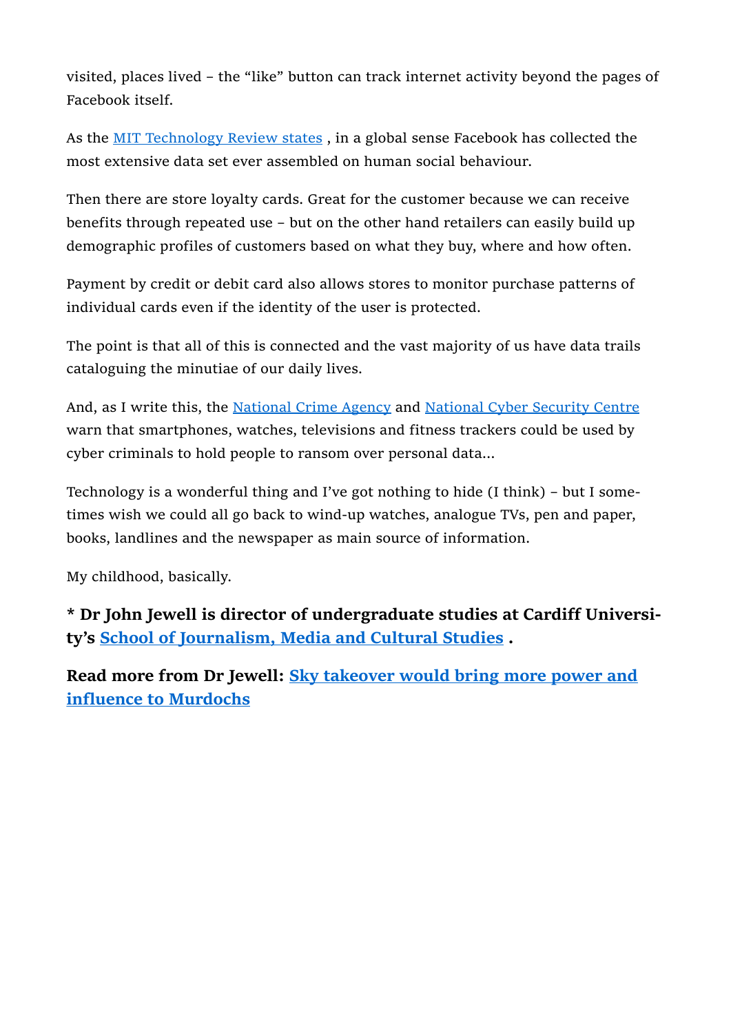visited, places lived – the "like" button can track internet activity beyond the pages of Facebook itself.

As the [MIT Technology Review states](#) , in a global sense Facebook has collected the most extensive data set ever assembled on human social behaviour.

Then there are store loyalty cards. Great for the customer because we can receive benefits through repeated use – but on the other hand retailers can easily build up demographic profiles of customers based on what they buy, where and how often.

Payment by credit or debit card also allows stores to monitor purchase patterns of individual cards even if the identity of the user is protected.

The point is that all of this is connected and the vast majority of us have data trails cataloguing the minutiae of our daily lives.

And, as I write this, the [National Crime Agency](#) and [National Cyber Security Centre](#) warn that smartphones, watches, televisions and fitness trackers could be used by cyber criminals to hold people to ransom over personal data...

Technology is a wonderful thing and I've got nothing to hide (I think) – but I sometimes wish we could all go back to wind-up watches, analogue TVs, pen and paper, books, landlines and the newspaper as main source of information.

My childhood, basically.

**\* Dr John Jewell is director of undergraduate studies at Cardiff University's [School of Journalism, Media and Cultural Studies](#) .**

**Read more from Dr Jewell: [Sky takeover would bring more power and influence to Murdochs](#)**